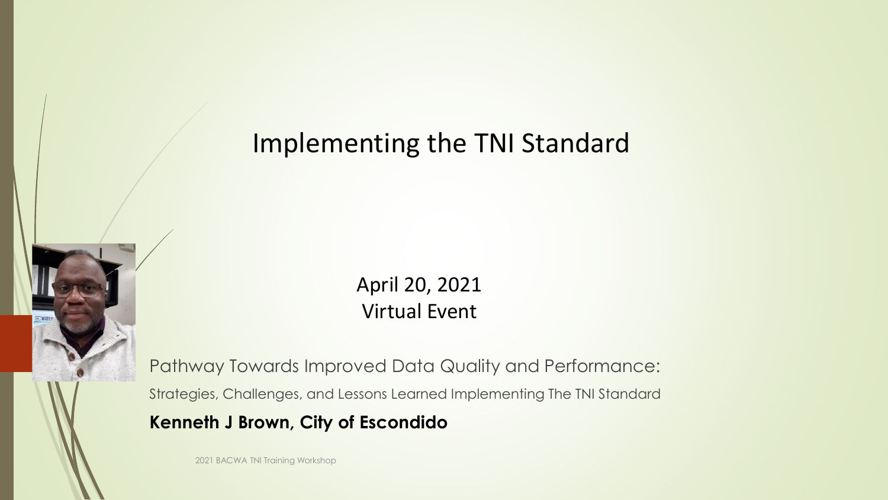# Implementing the TNI Standard

April 20, 2021
Virtual Event

## Pathway Towards Improved Data Quality and Performance:

Strategies, Challenges, and Lessons Learned Implementing The TNI Standard

**Kenneth J Brown, City of Escondido**

2021 BACWA TNI Training Workshop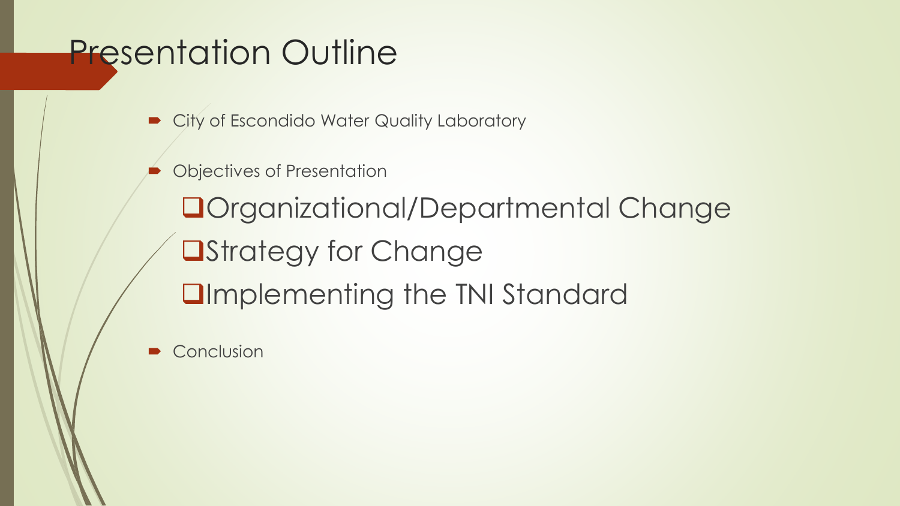# Presentation Outline

- City of Escondido Water Quality Laboratory
- Objectives of Presentation
  - Organizational/Departmental Change
  - Strategy for Change
  - Implementing the TNI Standard
- Conclusion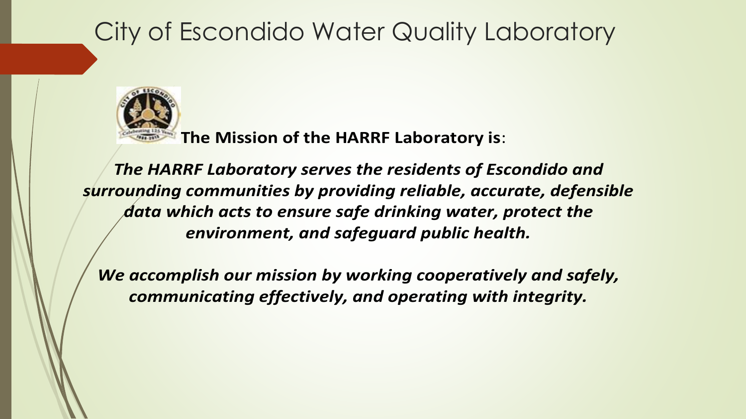# City of Escondido Water Quality Laboratory

**The Mission of the HARRF Laboratory is**:

***The HARRF Laboratory serves the residents of Escondido and surrounding communities by providing reliable, accurate, defensible data which acts to ensure safe drinking water, protect the environment, and safeguard public health.***

***We accomplish our mission by working cooperatively and safely, communicating effectively, and operating with integrity.***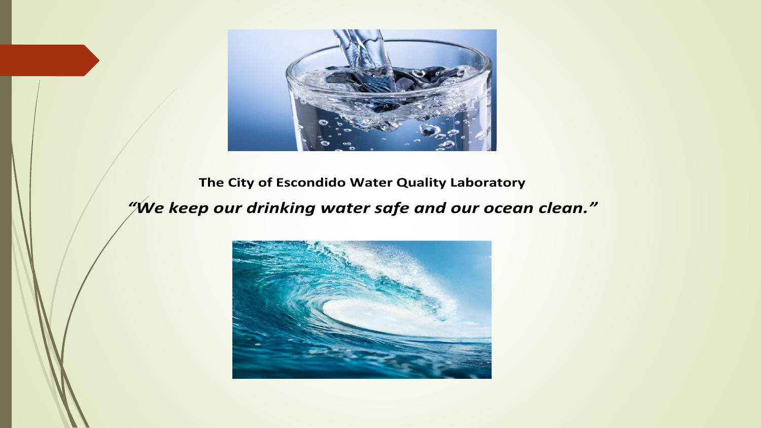**The City of Escondido Water Quality Laboratory**

***"We keep our drinking water safe and our ocean clean."***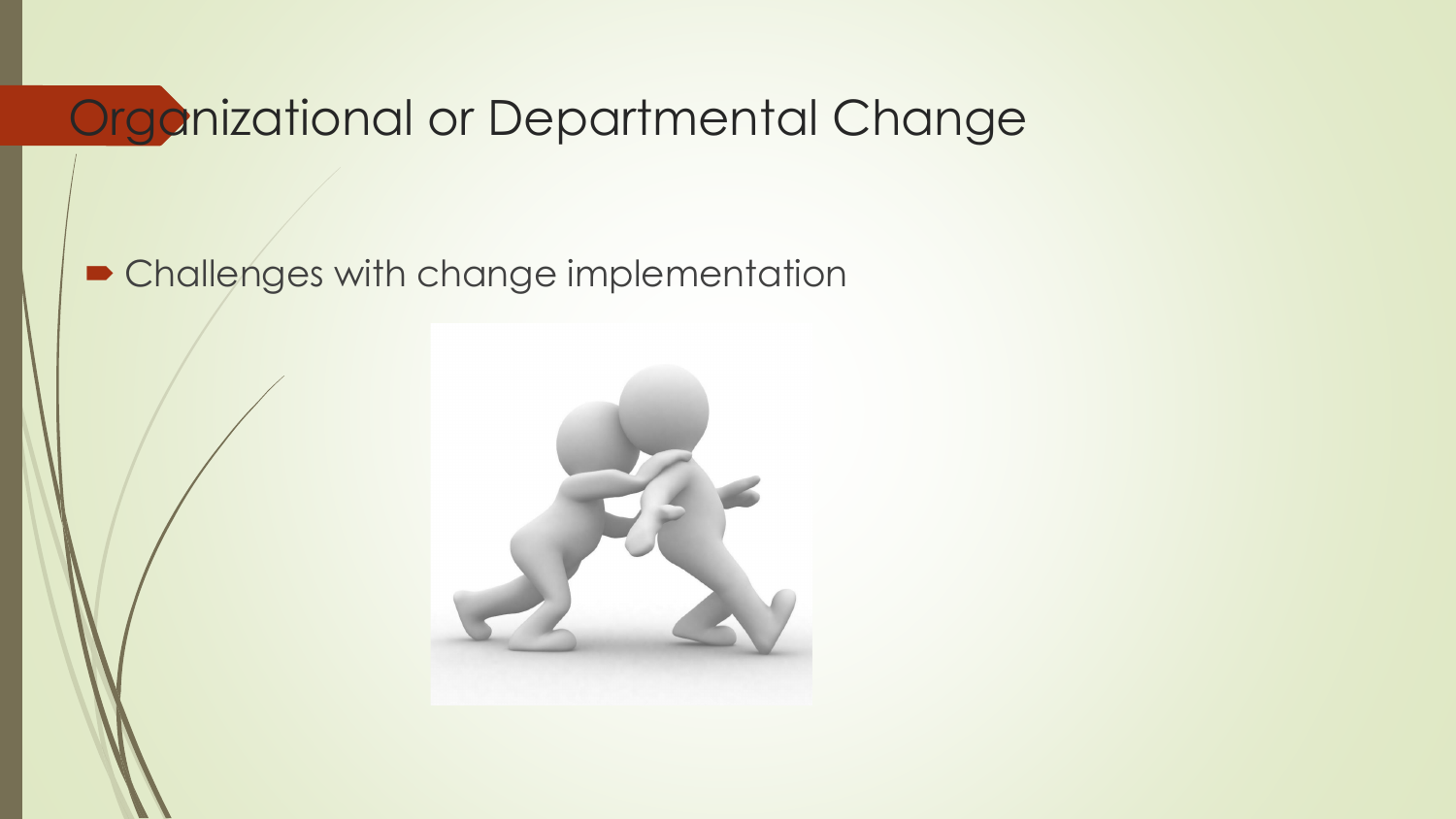# Organizational or Departmental Change

- Challenges with change implementation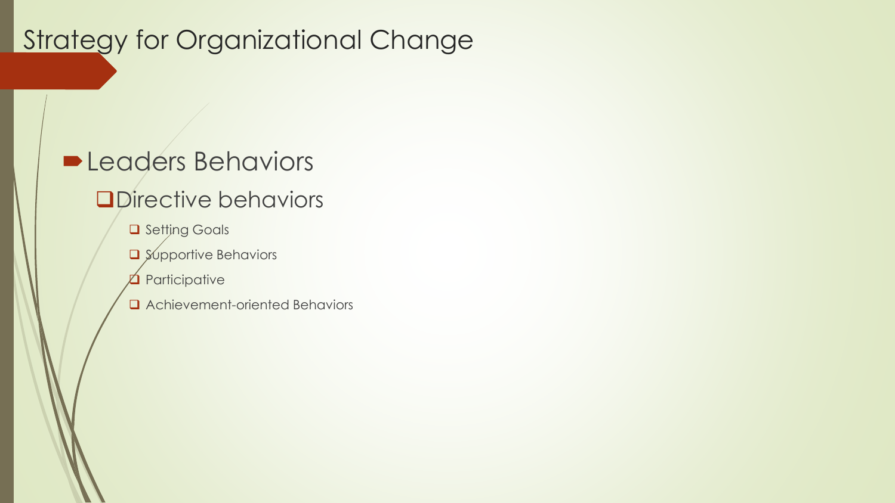# Strategy for Organizational Change

- Leaders Behaviors
  - Directive behaviors
    - Setting Goals
    - Supportive Behaviors
    - Participative
    - Achievement-oriented Behaviors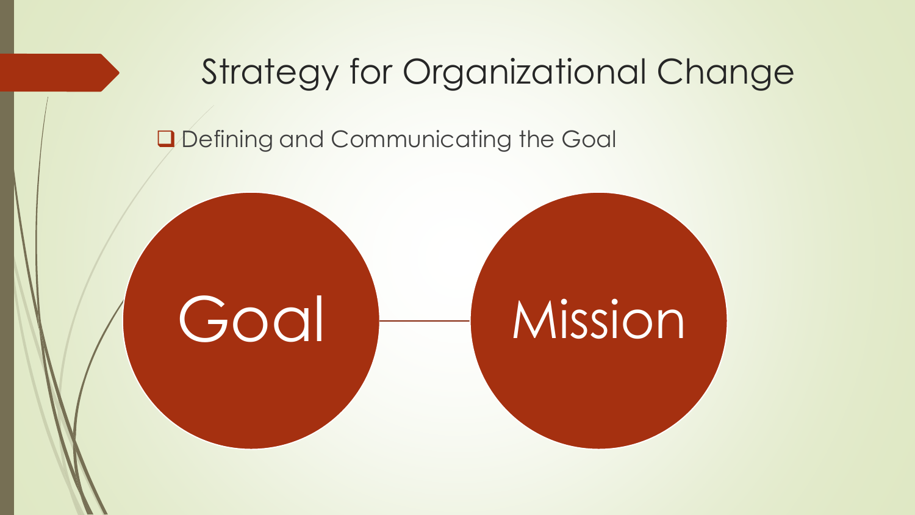# Strategy for Organizational Change

- Defining and Communicating the Goal

Goal — Mission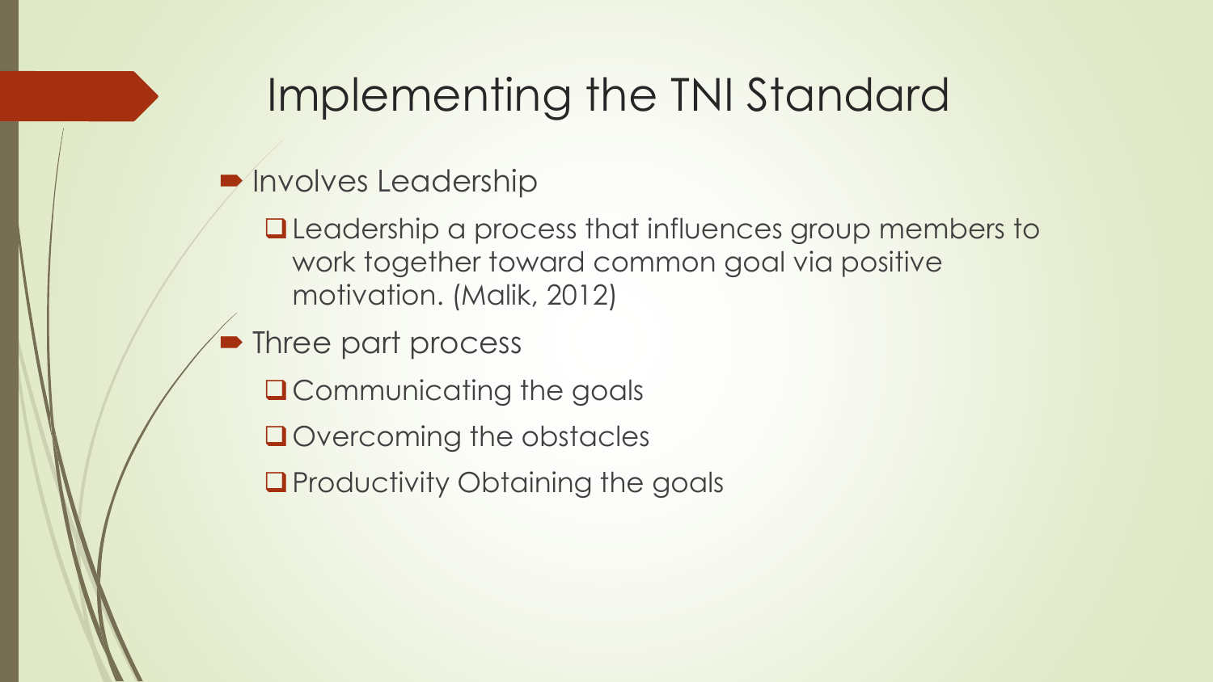# Implementing the TNI Standard

- Involves Leadership
  - Leadership a process that influences group members to work together toward common goal via positive motivation. (Malik, 2012)
- Three part process
  - Communicating the goals
  - Overcoming the obstacles
  - Productivity Obtaining the goals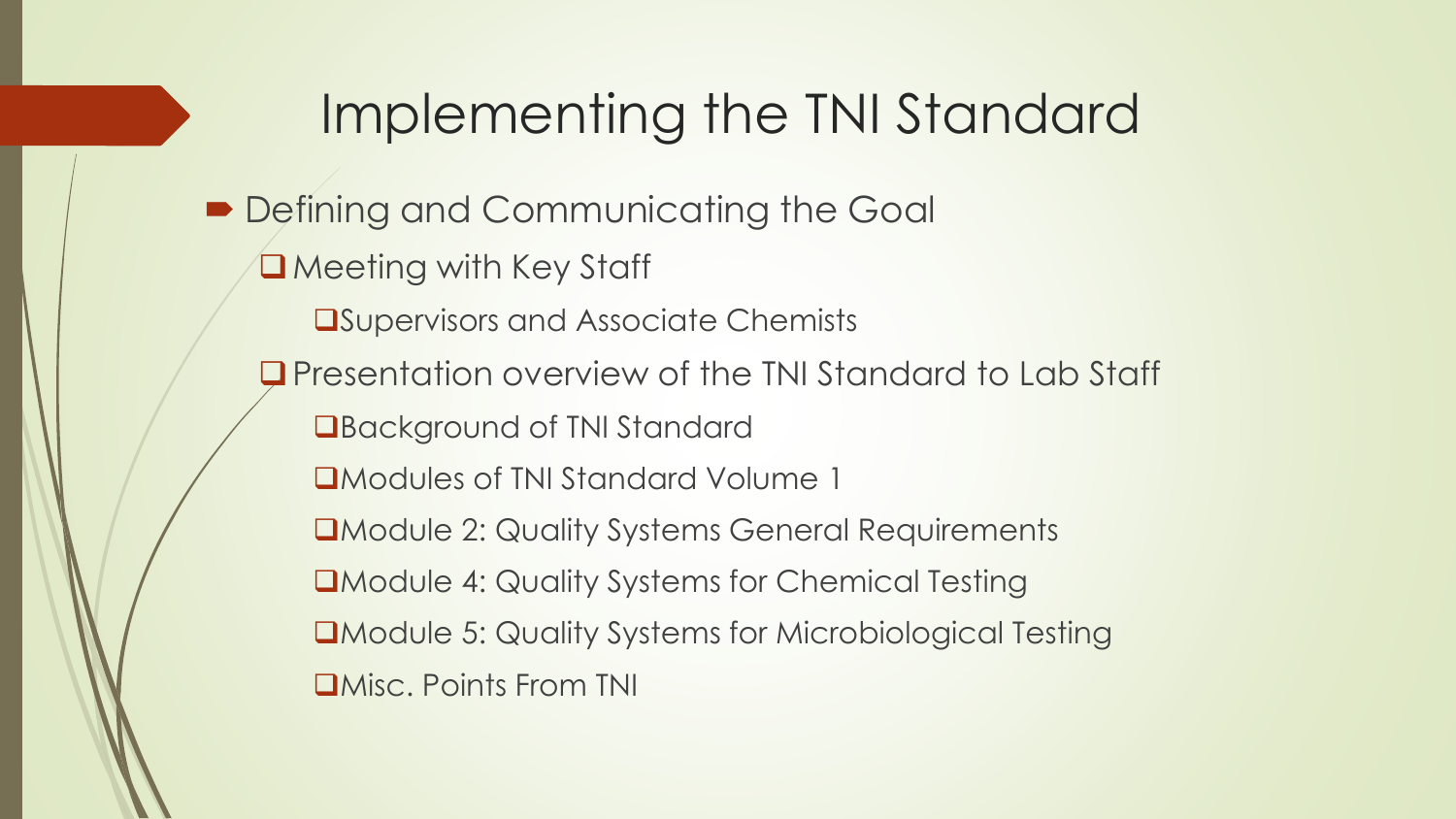# Implementing the TNI Standard

- Defining and Communicating the Goal
  - Meeting with Key Staff
    - Supervisors and Associate Chemists
  - Presentation overview of the TNI Standard to Lab Staff
    - Background of TNI Standard
    - Modules of TNI Standard Volume 1
    - Module 2: Quality Systems General Requirements
    - Module 4: Quality Systems for Chemical Testing
    - Module 5: Quality Systems for Microbiological Testing
    - Misc. Points From TNI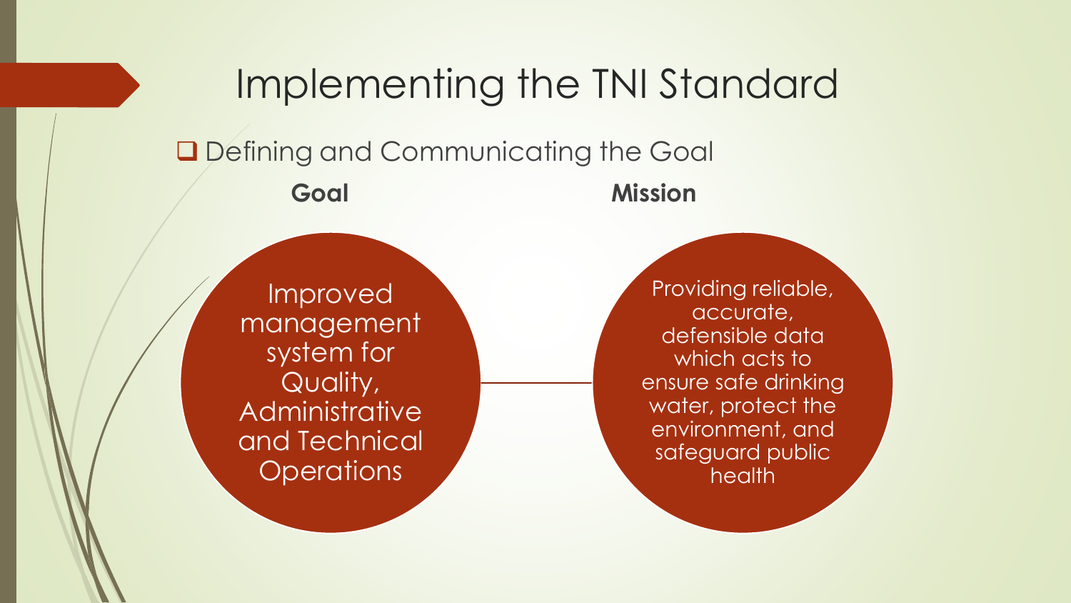# Implementing the TNI Standard

- Defining and Communicating the Goal

**Goal**

Improved management system for Quality, Administrative and Technical Operations

**Mission**

Providing reliable, accurate, defensible data which acts to ensure safe drinking water, protect the environment, and safeguard public health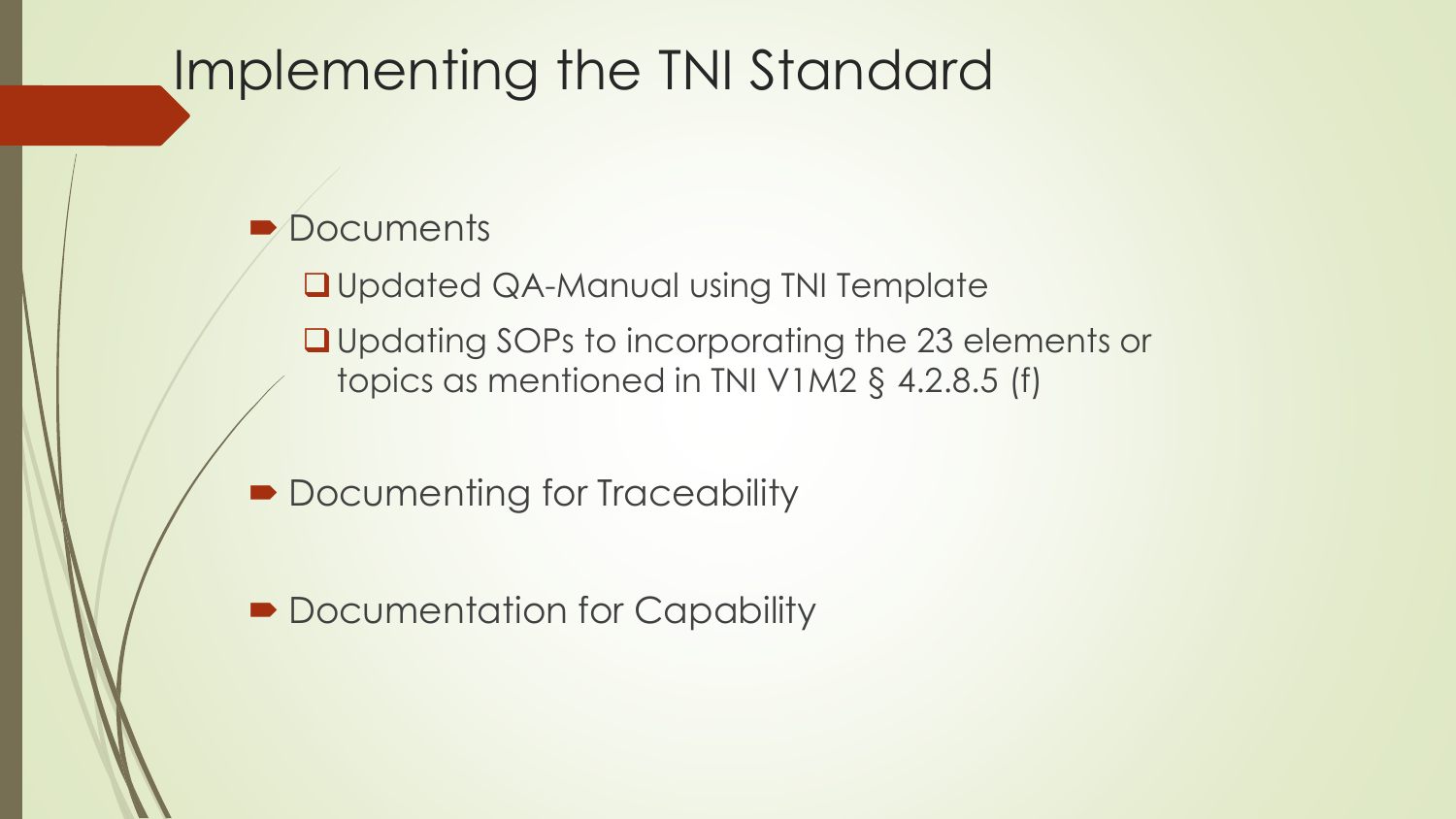# Implementing the TNI Standard

- Documents
  - Updated QA-Manual using TNI Template
  - Updating SOPs to incorporating the 23 elements or topics as mentioned in TNI V1M2 § 4.2.8.5 (f)
- Documenting for Traceability
- Documentation for Capability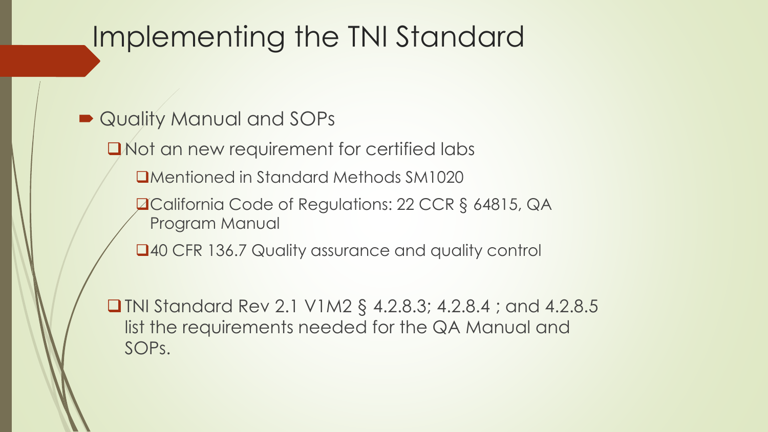# Implementing the TNI Standard

- Quality Manual and SOPs
  - Not an new requirement for certified labs
    - Mentioned in Standard Methods SM1020
    - California Code of Regulations: 22 CCR § 64815, QA Program Manual
    - 40 CFR 136.7 Quality assurance and quality control
  - TNI Standard Rev 2.1 V1M2 § 4.2.8.3; 4.2.8.4 ; and 4.2.8.5 list the requirements needed for the QA Manual and SOPs.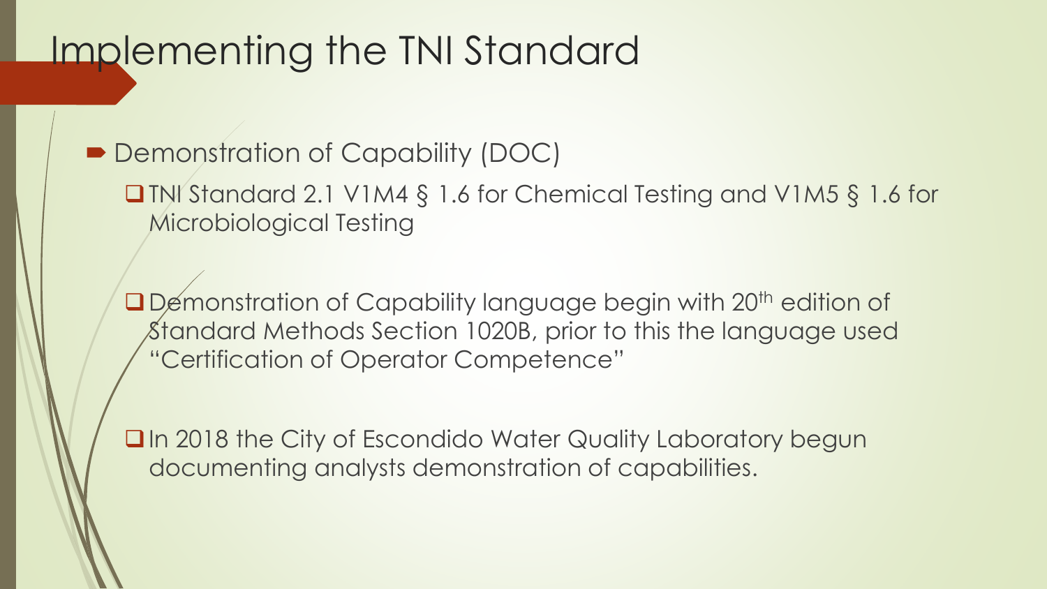# Implementing the TNI Standard

- Demonstration of Capability (DOC)
  - TNI Standard 2.1 V1M4 § 1.6 for Chemical Testing and V1M5 § 1.6 for Microbiological Testing
  - Demonstration of Capability language begin with 20th edition of Standard Methods Section 1020B, prior to this the language used "Certification of Operator Competence"
  - In 2018 the City of Escondido Water Quality Laboratory begun documenting analysts demonstration of capabilities.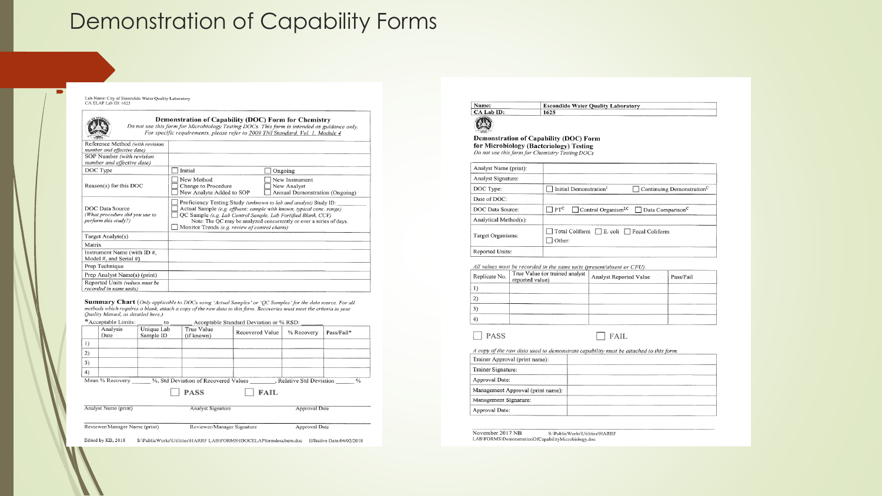# Demonstration of Capability Forms

Lab Name: City of Escondido Water Quality Laboratory
CA ELAP Lab ID: 1625

## Demonstration of Capability (DOC) Form for Chemistry

*Do not use this form for Microbiology Testing DOCs. This form is intended as guidance only. For specific requirements, please refer to 2009 TNI Standard, Vol. 1, Module 4*

| | |
|---|---|
| Reference Method *(with revision number and effective date)* | |
| SOP Number *(with revision number and effective date)* | |
| DOC Type | ☐ Initial ☐ Ongoing |
| Reason(s) for this DOC | ☐ New Method ☐ New Instrument<br>☐ Change to Procedure ☐ New Analyst<br>☐ New Analyte Added to SOP ☐ Annual Demonstration (Ongoing) |
| DOC Data Source *(What procedure did you use to perform this study?)* | ☐ Proficiency Testing Study *(unknown to lab and analyst)* Study ID: ________<br>☐ Actual Sample *(e.g. effluent; sample with known, typical conc. range)*<br>☐ QC Sample *(e.g. Lab Control Sample, Lab Fortified Blank, CCV)*<br>Note: The QC may be analyzed concurrently or over a series of days.<br>☐ Monitor Trends *(e.g. review of control charts)* |
| Target Analyte(s) | |
| Matrix | |
| Instrument Name (with ID #, Model #, and Serial #) | |
| Prep Technique | |
| Prep Analyst Name(s) (print) | |
| Reported Units *(values must be recorded in same units)* | |

**Summary Chart** *(Only applicable to DOCs using 'Actual Samples' or 'QC Samples' for the data source. For all methods which requires a blank, attach a copy of the raw data to this form. Recoveries must meet the criteria in your Quality Manual, as detailed here.)*

*Acceptable Limits: ______ to ______ Acceptable Standard Deviation or % RSD: ______

| | Analysis Date | Unique Lab Sample ID | True Value (if known) | Recovered Value | % Recovery | Pass/Fail* |
|---|---|---|---|---|---|---|
| 1) | | | | | | |
| 2) | | | | | | |
| 3) | | | | | | |
| 4) | | | | | | |

Mean % Recovery ______ %, Std Deviation of Recovered Values ______, Relative Std Deviation ______ %

☐ **PASS** ☐ **FAIL**

Analyst Name (print) Analyst Signature Approval Date

Reviewer/Manager Name (print) Reviewer/Manager Signature Approval Date

Edited by KB, 2018 S:\PublicWorks\Utilities\HARRF LAB\FORMS\DOCELAPformdocchem.doc Effective Date:04/02/2018

---

| | |
|---|---|
| **Name:** | **Escondido Water Quality Laboratory** |
| **CA Lab ID:** | **1625** |

## Demonstration of Capability (DOC) Form for Microbiology (Bacteriology) Testing

*Do not use this form for Chemistry Testing DOCs*

| | |
|---|---|
| Analyst Name (print): | |
| Analyst Signature: | |
| DOC Type: | ☐ Initial Demonstration[I] ☐ Continuing Demonstration[C] |
| Date of DOC: | |
| DOC Data Source: | ☐ PT[C] ☐ Control Organism[I,C] ☐ Data Comparison[C] |
| Analytical Method(s): | |
| Target Organisms: | ☐ Total Coliform ☐ E. coli ☐ Fecal Coliform<br>☐ Other: |
| Reported Units: | |

*All values must be recorded in the same units (present/absent or CFU).*

| Replicate No. | True Value (or trained analyst reported value) | Analyst Reported Value | Pass/Fail |
|---|---|---|---|
| 1) | | | |
| 2) | | | |
| 3) | | | |
| 4) | | | |

☐ PASS ☐ FAIL

*A copy of the raw data used to demonstrate capability must be attached to this form.*

| | |
|---|---|
| Trainer Approval (print name): | |
| Trainer Signature: | |
| Approval Date: | |
| Management Approval (print name): | |
| Management Signature: | |
| Approval Date: | |

November 2017 NB S:\PublicWorks\Utilities\HARRF LAB\FORMS\DemonstrationOfCapabilityMicrobiology.doc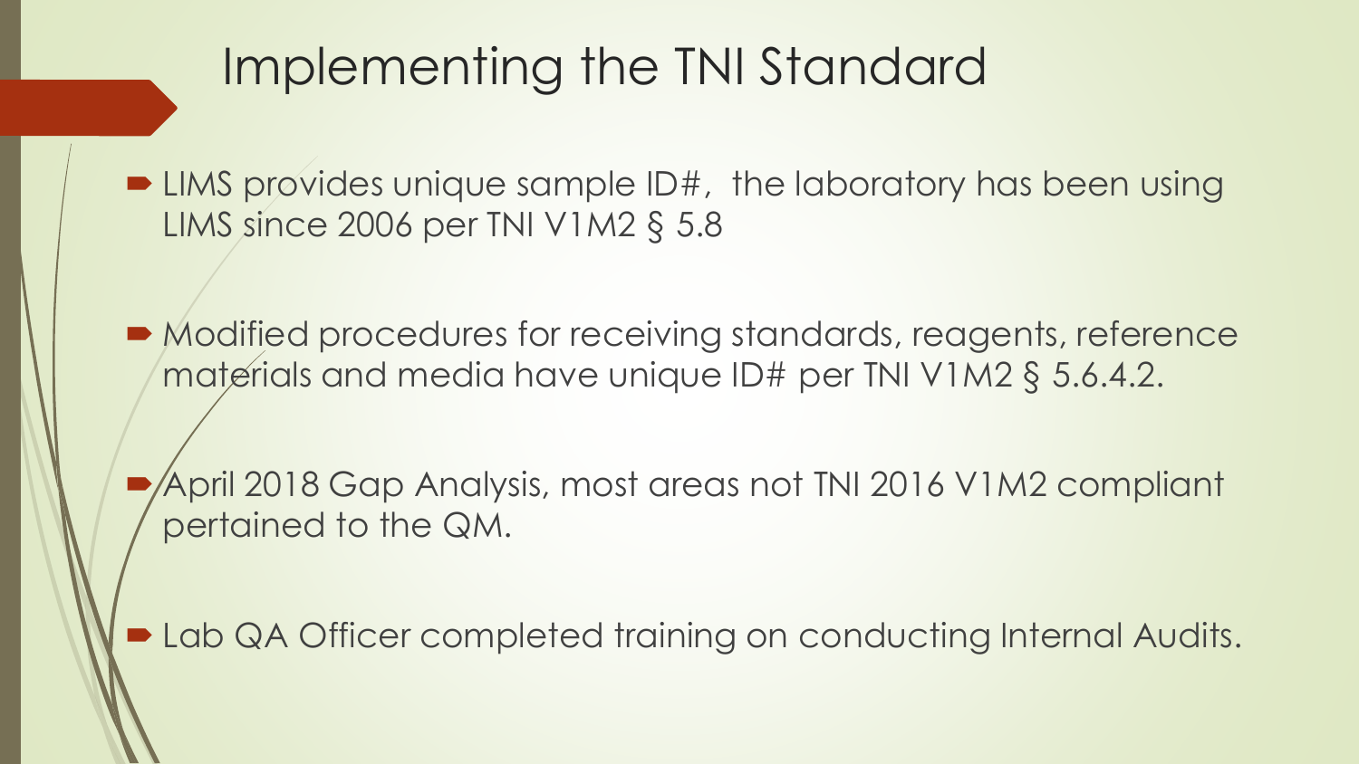# Implementing the TNI Standard

- LIMS provides unique sample ID#,  the laboratory has been using LIMS since 2006 per TNI V1M2 § 5.8
- Modified procedures for receiving standards, reagents, reference materials and media have unique ID# per TNI V1M2 § 5.6.4.2.
- April 2018 Gap Analysis, most areas not TNI 2016 V1M2 compliant pertained to the QM.
- Lab QA Officer completed training on conducting Internal Audits.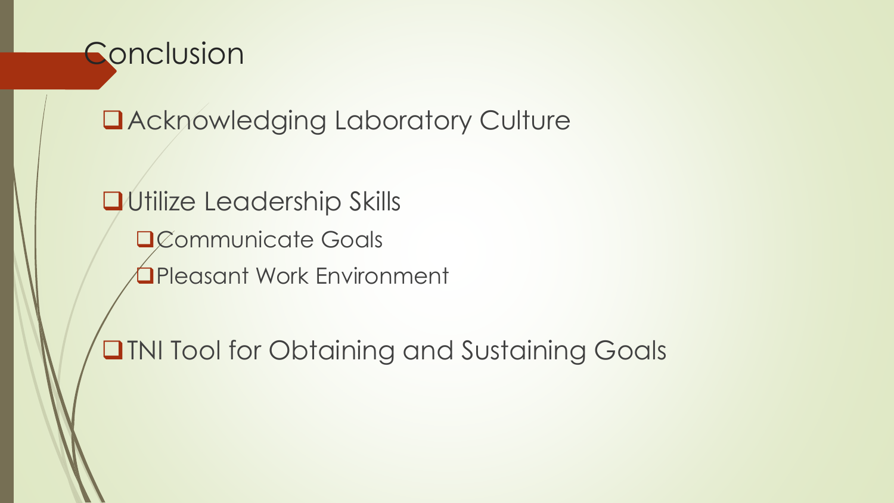# Conclusion

- Acknowledging Laboratory Culture

- Utilize Leadership Skills
  - Communicate Goals
  - Pleasant Work Environment

- TNI Tool for Obtaining and Sustaining Goals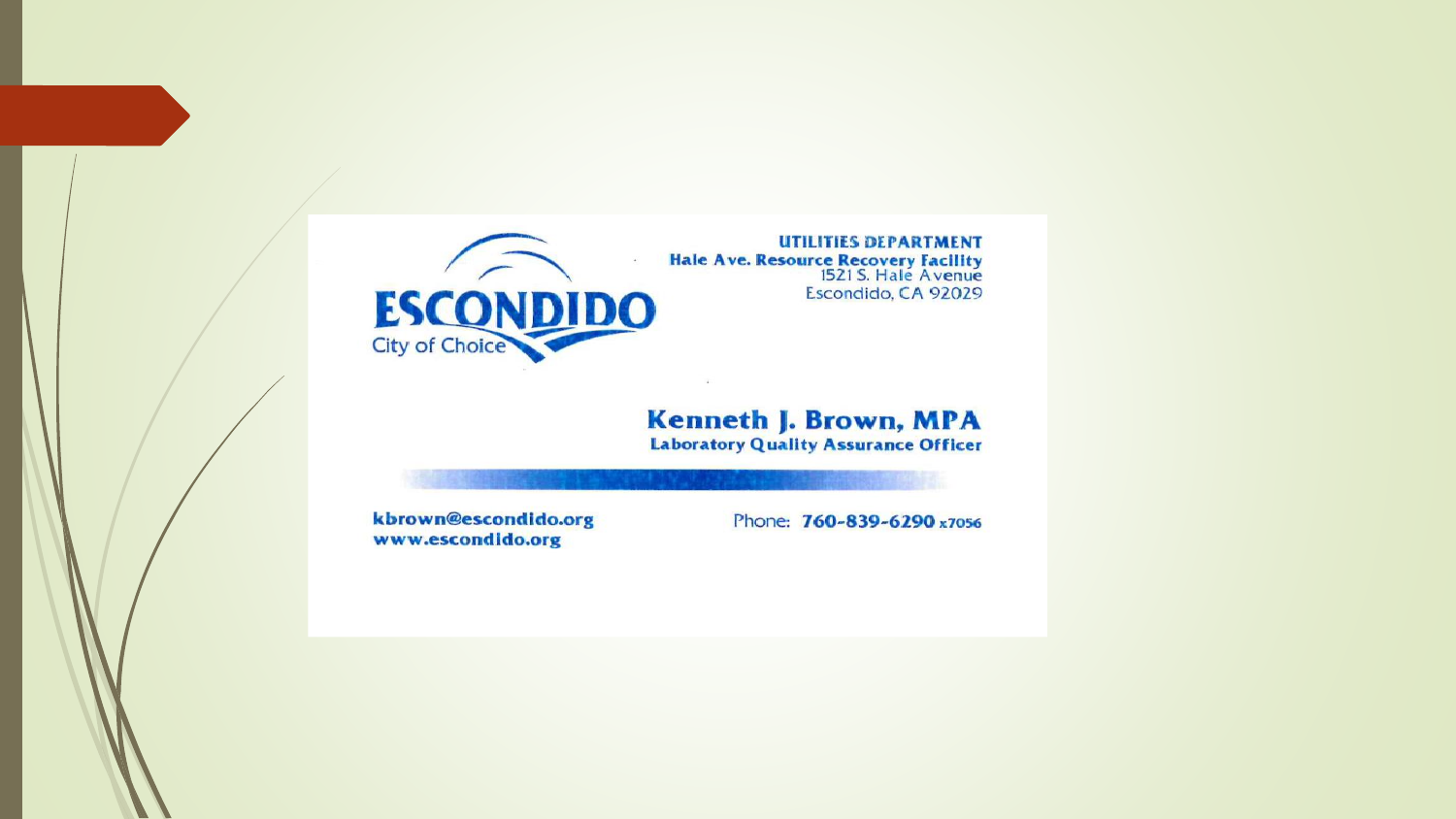ESCONDIDO
City of Choice

**UTILITIES DEPARTMENT**
**Hale Ave. Resource Recovery Facility**
1521 S. Hale Avenue
Escondido, CA 92029

**Kenneth J. Brown, MPA**
**Laboratory Quality Assurance Officer**

**kbrown@escondido.org**
**www.escondido.org**

Phone: **760-839-6290 x7056**